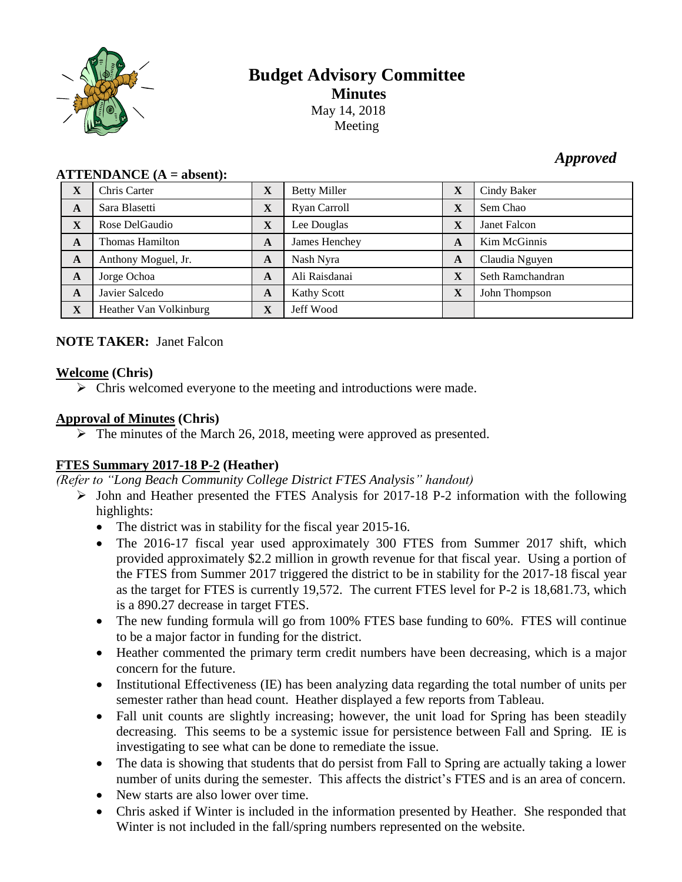# Budget Advisory Committee

## Minutes

May 14, 2018
Meeting

*Approved*

**ATTENDANCE (A = absent):**

| | | | | | |
|---|---|---|---|---|---|
| **X** | Chris Carter | **X** | Betty Miller | **X** | Cindy Baker |
| **A** | Sara Blasetti | **X** | Ryan Carroll | **X** | Sem Chao |
| **X** | Rose DelGaudio | **X** | Lee Douglas | **X** | Janet Falcon |
| **A** | Thomas Hamilton | **A** | James Henchey | **A** | Kim McGinnis |
| **A** | Anthony Moguel, Jr. | **A** | Nash Nyra | **A** | Claudia Nguyen |
| **A** | Jorge Ochoa | **A** | Ali Raisdanai | **X** | Seth Ramchandran |
| **A** | Javier Salcedo | **A** | Kathy Scott | **X** | John Thompson |
| **X** | Heather Van Volkinburg | **X** | Jeff Wood | | |

**NOTE TAKER:** Janet Falcon

**Welcome (Chris)**

- Chris welcomed everyone to the meeting and introductions were made.

**Approval of Minutes (Chris)**

- The minutes of the March 26, 2018, meeting were approved as presented.

**FTES Summary 2017-18 P-2 (Heather)**

*(Refer to "Long Beach Community College District FTES Analysis" handout)*

- John and Heather presented the FTES Analysis for 2017-18 P-2 information with the following highlights:
  - The district was in stability for the fiscal year 2015-16.
  - The 2016-17 fiscal year used approximately 300 FTES from Summer 2017 shift, which provided approximately $2.2 million in growth revenue for that fiscal year. Using a portion of the FTES from Summer 2017 triggered the district to be in stability for the 2017-18 fiscal year as the target for FTES is currently 19,572. The current FTES level for P-2 is 18,681.73, which is a 890.27 decrease in target FTES.
  - The new funding formula will go from 100% FTES base funding to 60%. FTES will continue to be a major factor in funding for the district.
  - Heather commented the primary term credit numbers have been decreasing, which is a major concern for the future.
  - Institutional Effectiveness (IE) has been analyzing data regarding the total number of units per semester rather than head count. Heather displayed a few reports from Tableau.
  - Fall unit counts are slightly increasing; however, the unit load for Spring has been steadily decreasing. This seems to be a systemic issue for persistence between Fall and Spring. IE is investigating to see what can be done to remediate the issue.
  - The data is showing that students that do persist from Fall to Spring are actually taking a lower number of units during the semester. This affects the district's FTES and is an area of concern.
  - New starts are also lower over time.
  - Chris asked if Winter is included in the information presented by Heather. She responded that Winter is not included in the fall/spring numbers represented on the website.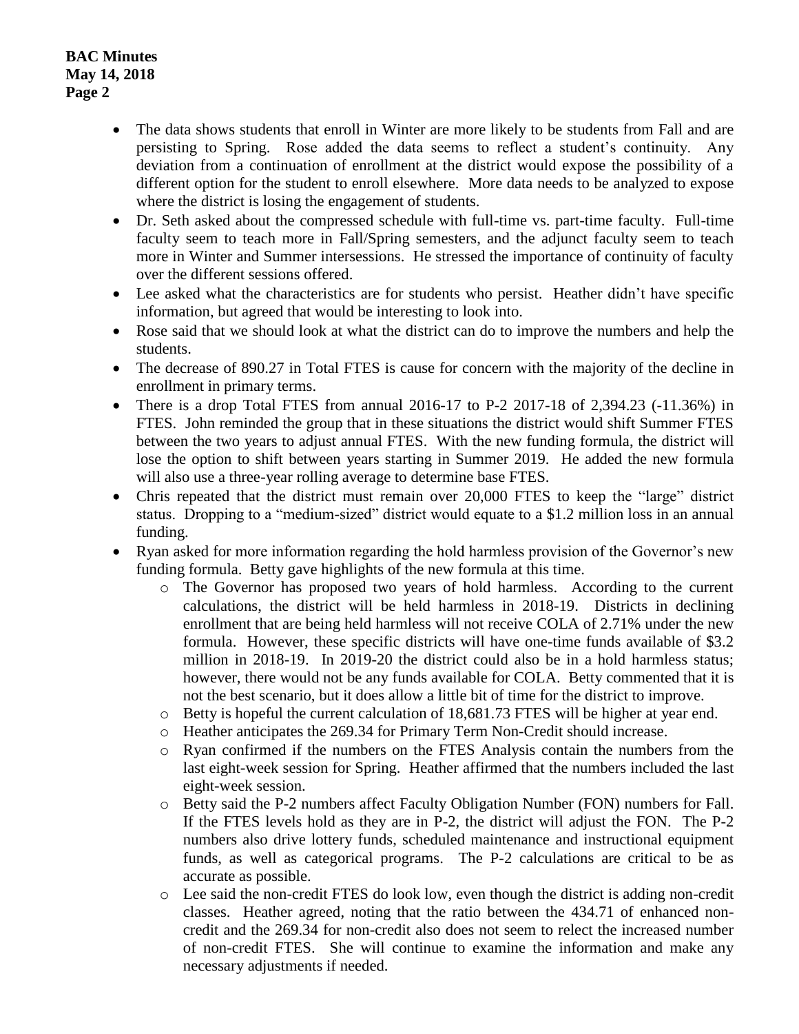- The data shows students that enroll in Winter are more likely to be students from Fall and are persisting to Spring. Rose added the data seems to reflect a student's continuity. Any deviation from a continuation of enrollment at the district would expose the possibility of a different option for the student to enroll elsewhere. More data needs to be analyzed to expose where the district is losing the engagement of students.
- Dr. Seth asked about the compressed schedule with full-time vs. part-time faculty. Full-time faculty seem to teach more in Fall/Spring semesters, and the adjunct faculty seem to teach more in Winter and Summer intersessions. He stressed the importance of continuity of faculty over the different sessions offered.
- Lee asked what the characteristics are for students who persist. Heather didn't have specific information, but agreed that would be interesting to look into.
- Rose said that we should look at what the district can do to improve the numbers and help the students.
- The decrease of 890.27 in Total FTES is cause for concern with the majority of the decline in enrollment in primary terms.
- There is a drop Total FTES from annual 2016-17 to P-2 2017-18 of 2,394.23 (-11.36%) in FTES. John reminded the group that in these situations the district would shift Summer FTES between the two years to adjust annual FTES. With the new funding formula, the district will lose the option to shift between years starting in Summer 2019. He added the new formula will also use a three-year rolling average to determine base FTES.
- Chris repeated that the district must remain over 20,000 FTES to keep the "large" district status. Dropping to a "medium-sized" district would equate to a $1.2 million loss in an annual funding.
- Ryan asked for more information regarding the hold harmless provision of the Governor's new funding formula. Betty gave highlights of the new formula at this time.
  - The Governor has proposed two years of hold harmless. According to the current calculations, the district will be held harmless in 2018-19. Districts in declining enrollment that are being held harmless will not receive COLA of 2.71% under the new formula. However, these specific districts will have one-time funds available of $3.2 million in 2018-19. In 2019-20 the district could also be in a hold harmless status; however, there would not be any funds available for COLA. Betty commented that it is not the best scenario, but it does allow a little bit of time for the district to improve.
  - Betty is hopeful the current calculation of 18,681.73 FTES will be higher at year end.
  - Heather anticipates the 269.34 for Primary Term Non-Credit should increase.
  - Ryan confirmed if the numbers on the FTES Analysis contain the numbers from the last eight-week session for Spring. Heather affirmed that the numbers included the last eight-week session.
  - Betty said the P-2 numbers affect Faculty Obligation Number (FON) numbers for Fall. If the FTES levels hold as they are in P-2, the district will adjust the FON. The P-2 numbers also drive lottery funds, scheduled maintenance and instructional equipment funds, as well as categorical programs. The P-2 calculations are critical to be as accurate as possible.
  - Lee said the non-credit FTES do look low, even though the district is adding non-credit classes. Heather agreed, noting that the ratio between the 434.71 of enhanced non-credit and the 269.34 for non-credit also does not seem to relect the increased number of non-credit FTES. She will continue to examine the information and make any necessary adjustments if needed.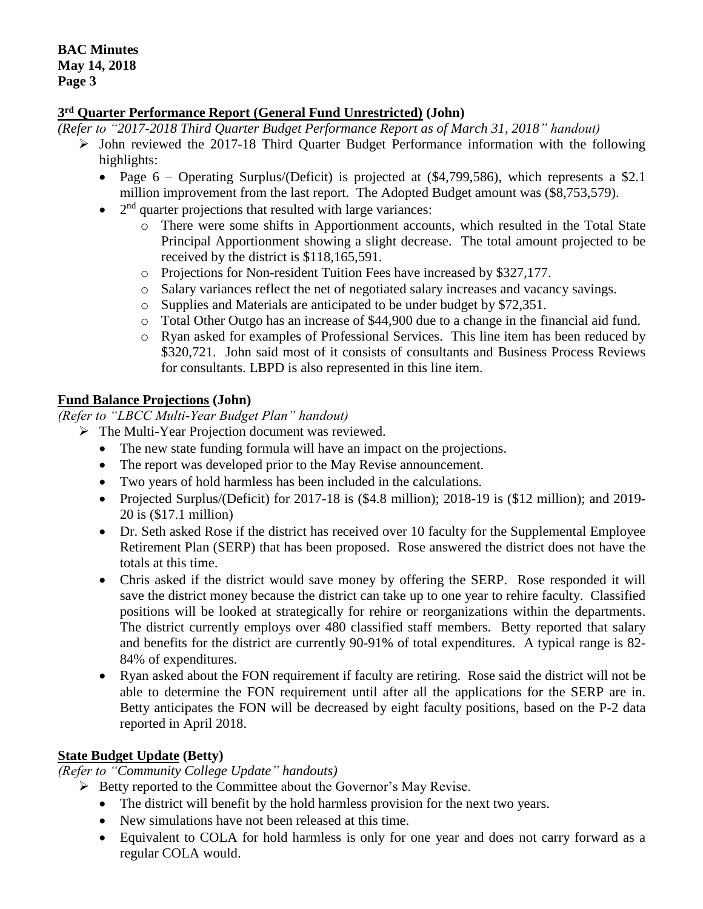## 3rd Quarter Performance Report (General Fund Unrestricted) (John)

*(Refer to "2017-2018 Third Quarter Budget Performance Report as of March 31, 2018" handout)*

- John reviewed the 2017-18 Third Quarter Budget Performance information with the following highlights:
  - Page 6 – Operating Surplus/(Deficit) is projected at ($4,799,586), which represents a $2.1 million improvement from the last report. The Adopted Budget amount was ($8,753,579).
  - 2nd quarter projections that resulted with large variances:
    - There were some shifts in Apportionment accounts, which resulted in the Total State Principal Apportionment showing a slight decrease. The total amount projected to be received by the district is $118,165,591.
    - Projections for Non-resident Tuition Fees have increased by $327,177.
    - Salary variances reflect the net of negotiated salary increases and vacancy savings.
    - Supplies and Materials are anticipated to be under budget by $72,351.
    - Total Other Outgo has an increase of $44,900 due to a change in the financial aid fund.
    - Ryan asked for examples of Professional Services. This line item has been reduced by $320,721. John said most of it consists of consultants and Business Process Reviews for consultants. LBPD is also represented in this line item.

## Fund Balance Projections (John)

*(Refer to "LBCC Multi-Year Budget Plan" handout)*

- The Multi-Year Projection document was reviewed.
  - The new state funding formula will have an impact on the projections.
  - The report was developed prior to the May Revise announcement.
  - Two years of hold harmless has been included in the calculations.
  - Projected Surplus/(Deficit) for 2017-18 is ($4.8 million); 2018-19 is ($12 million); and 2019-20 is ($17.1 million)
  - Dr. Seth asked Rose if the district has received over 10 faculty for the Supplemental Employee Retirement Plan (SERP) that has been proposed. Rose answered the district does not have the totals at this time.
  - Chris asked if the district would save money by offering the SERP. Rose responded it will save the district money because the district can take up to one year to rehire faculty. Classified positions will be looked at strategically for rehire or reorganizations within the departments. The district currently employs over 480 classified staff members. Betty reported that salary and benefits for the district are currently 90-91% of total expenditures. A typical range is 82-84% of expenditures.
  - Ryan asked about the FON requirement if faculty are retiring. Rose said the district will not be able to determine the FON requirement until after all the applications for the SERP are in. Betty anticipates the FON will be decreased by eight faculty positions, based on the P-2 data reported in April 2018.

## State Budget Update (Betty)

*(Refer to "Community College Update" handouts)*

- Betty reported to the Committee about the Governor's May Revise.
  - The district will benefit by the hold harmless provision for the next two years.
  - New simulations have not been released at this time.
  - Equivalent to COLA for hold harmless is only for one year and does not carry forward as a regular COLA would.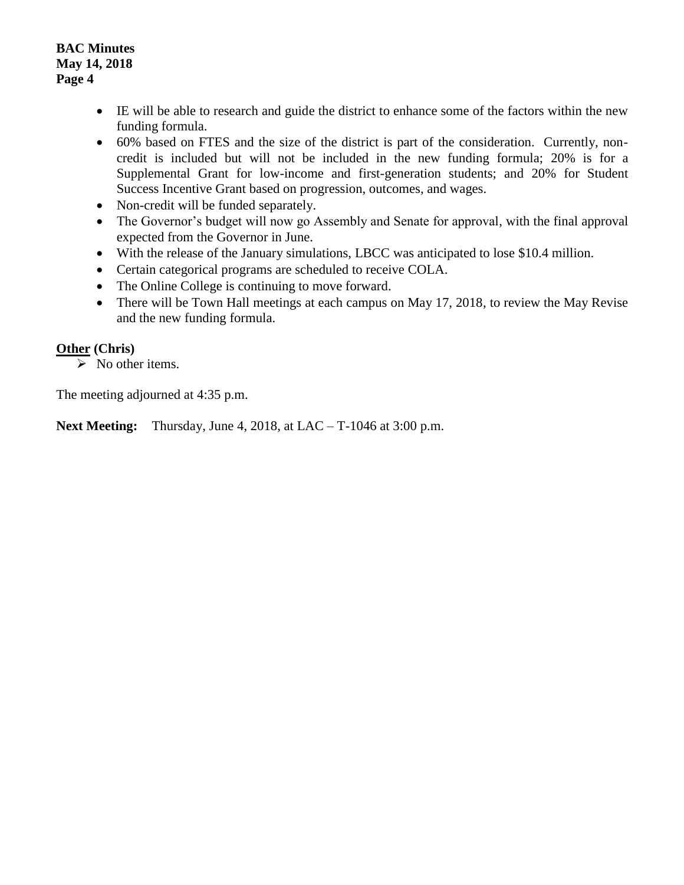- IE will be able to research and guide the district to enhance some of the factors within the new funding formula.
- 60% based on FTES and the size of the district is part of the consideration. Currently, non-credit is included but will not be included in the new funding formula; 20% is for a Supplemental Grant for low-income and first-generation students; and 20% for Student Success Incentive Grant based on progression, outcomes, and wages.
- Non-credit will be funded separately.
- The Governor's budget will now go Assembly and Senate for approval, with the final approval expected from the Governor in June.
- With the release of the January simulations, LBCC was anticipated to lose $10.4 million.
- Certain categorical programs are scheduled to receive COLA.
- The Online College is continuing to move forward.
- There will be Town Hall meetings at each campus on May 17, 2018, to review the May Revise and the new funding formula.

**Other (Chris)**

- No other items.

The meeting adjourned at 4:35 p.m.

**Next Meeting:** Thursday, June 4, 2018, at LAC – T-1046 at 3:00 p.m.